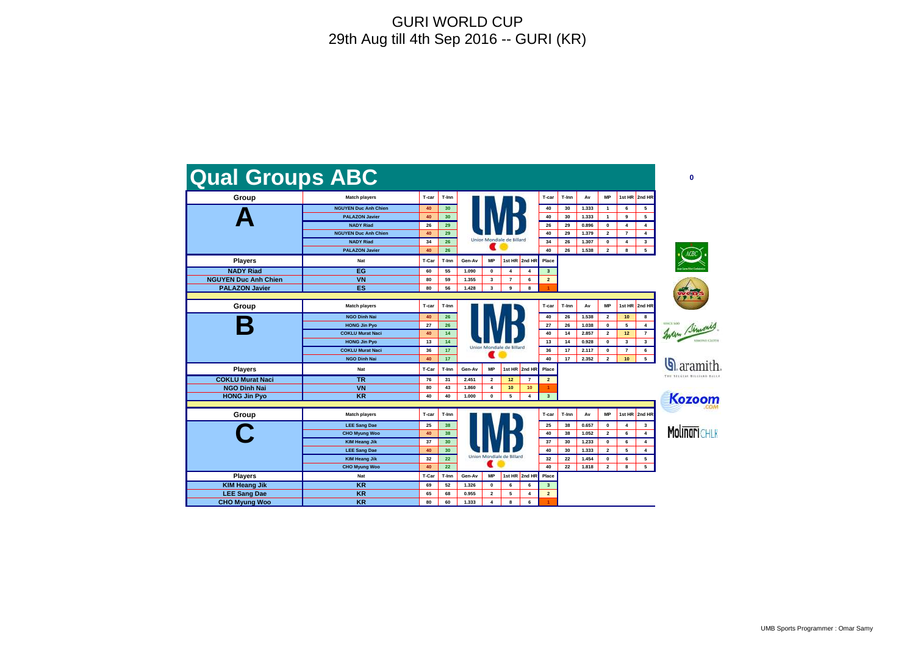# GURI WORLD CUP

29th Aug till 4th Sep 2016 -- GURI (KR)

## Qual Groups ABC

0

### Group A

| Match players | T-car | T-Inn | T-car | T-Inn | Av | MP | 1st HR | 2nd HR |
|---|---|---|---|---|---|---|---|---|
| NGUYEN Duc Anh Chien | 40 | 30 | 40 | 30 | 1.333 | 1 | 6 | 5 |
| PALAZON Javier | 40 | 30 | 40 | 30 | 1.333 | 1 | 9 | 5 |
| NADY Riad | 26 | 29 | 26 | 29 | 0.896 | 0 | 4 | 4 |
| NGUYEN Duc Anh Chien | 40 | 29 | 40 | 29 | 1.379 | 2 | 7 | 4 |
| NADY Riad | 34 | 26 | 34 | 26 | 1.307 | 0 | 4 | 3 |
| PALAZON Javier | 40 | 26 | 40 | 26 | 1.538 | 2 | 8 | 5 |

| Players | Nat | T-Car | T-Inn | Gen-Av | MP | 1st HR | 2nd HR | Place |
|---|---|---|---|---|---|---|---|---|
| NADY Riad | EG | 60 | 55 | 1.090 | 0 | 4 | 4 | 3 |
| NGUYEN Duc Anh Chien | VN | 80 | 59 | 1.355 | 3 | 7 | 6 | 2 |
| PALAZON Javier | ES | 80 | 56 | 1.428 | 3 | 9 | 8 | 1 |

### Group B

| Match players | T-car | T-Inn | T-car | T-Inn | Av | MP | 1st HR | 2nd HR |
|---|---|---|---|---|---|---|---|---|
| NGO Dinh Nai | 40 | 26 | 40 | 26 | 1.538 | 2 | 10 | 8 |
| HONG Jin Pyo | 27 | 26 | 27 | 26 | 1.038 | 0 | 5 | 4 |
| COKLU Murat Naci | 40 | 14 | 40 | 14 | 2.857 | 2 | 12 | 7 |
| HONG Jin Pyo | 13 | 14 | 13 | 14 | 0.928 | 0 | 3 | 3 |
| COKLU Murat Naci | 36 | 17 | 36 | 17 | 2.117 | 0 | 7 | 6 |
| NGO Dinh Nai | 40 | 17 | 40 | 17 | 2.352 | 2 | 10 | 5 |

| Players | Nat | T-Car | T-Inn | Gen-Av | MP | 1st HR | 2nd HR | Place |
|---|---|---|---|---|---|---|---|---|
| COKLU Murat Naci | TR | 76 | 31 | 2.451 | 2 | 12 | 7 | 2 |
| NGO Dinh Nai | VN | 80 | 43 | 1.860 | 4 | 10 | 10 | 1 |
| HONG Jin Pyo | KR | 40 | 40 | 1.000 | 0 | 5 | 4 | 3 |

### Group C

| Match players | T-car | T-Inn | T-car | T-Inn | Av | MP | 1st HR | 2nd HR |
|---|---|---|---|---|---|---|---|---|
| LEE Sang Dae | 25 | 38 | 25 | 38 | 0.657 | 0 | 4 | 3 |
| CHO Myung Woo | 40 | 38 | 40 | 38 | 1.052 | 2 | 6 | 4 |
| KIM Heang Jik | 37 | 30 | 37 | 30 | 1.233 | 0 | 6 | 4 |
| LEE Sang Dae | 40 | 30 | 40 | 30 | 1.333 | 2 | 5 | 4 |
| KIM Heang Jik | 32 | 22 | 32 | 22 | 1.454 | 0 | 6 | 5 |
| CHO Myung Woo | 40 | 22 | 40 | 22 | 1.818 | 2 | 8 | 5 |

| Players | Nat | T-Car | T-Inn | Gen-Av | MP | 1st HR | 2nd HR | Place |
|---|---|---|---|---|---|---|---|---|
| KIM Heang Jik | KR | 69 | 52 | 1.326 | 0 | 6 | 6 | 3 |
| LEE Sang Dae | KR | 65 | 68 | 0.955 | 2 | 5 | 4 | 2 |
| CHO Myung Woo | KR | 80 | 60 | 1.333 | 4 | 8 | 6 | 1 |

UMB Sports Programmer : Omar Samy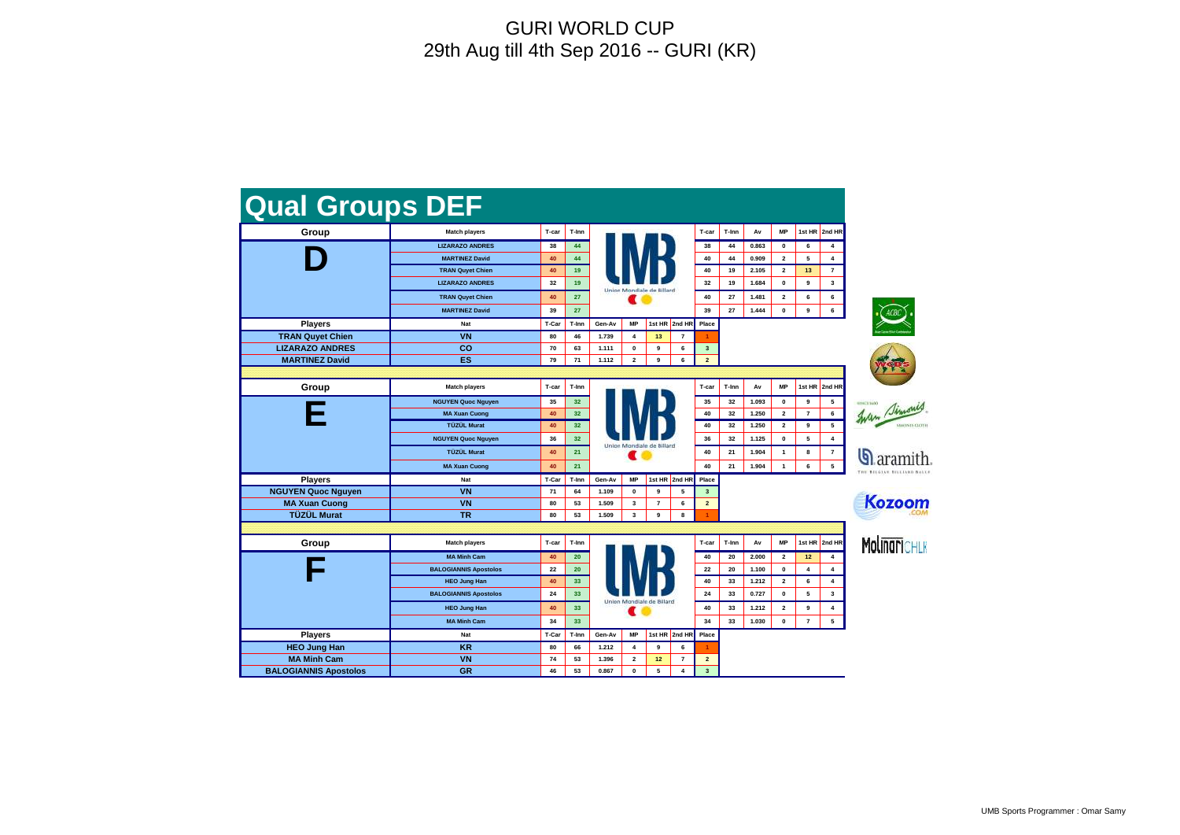# GURI WORLD CUP
## 29th Aug till 4th Sep 2016 -- GURI (KR)

## Qual Groups DEF

### Group D

| Match players | T-car | T-Inn | T-car | T-Inn | Av | MP | 1st HR | 2nd HR |
|---|---|---|---|---|---|---|---|---|
| LIZARAZO ANDRES | 38 | 44 | 38 | 44 | 0.863 | 0 | 6 | 4 |
| MARTINEZ David | 40 | 44 | 40 | 44 | 0.909 | 2 | 5 | 4 |
| TRAN Quyet Chien | 40 | 19 | 40 | 19 | 2.105 | 2 | 13 | 7 |
| LIZARAZO ANDRES | 32 | 19 | 32 | 19 | 1.684 | 0 | 9 | 3 |
| TRAN Quyet Chien | 40 | 27 | 40 | 27 | 1.481 | 2 | 6 | 6 |
| MARTINEZ David | 39 | 27 | 39 | 27 | 1.444 | 0 | 9 | 6 |

| Players | Nat | T-Car | T-Inn | Gen-Av | MP | 1st HR | 2nd HR | Place |
|---|---|---|---|---|---|---|---|---|
| TRAN Quyet Chien | VN | 80 | 46 | 1.739 | 4 | 13 | 7 | 1 |
| LIZARAZO ANDRES | CO | 70 | 63 | 1.111 | 0 | 9 | 6 | 3 |
| MARTINEZ David | ES | 79 | 71 | 1.112 | 2 | 9 | 6 | 2 |

### Group E

| Match players | T-car | T-Inn | T-car | T-Inn | Av | MP | 1st HR | 2nd HR |
|---|---|---|---|---|---|---|---|---|
| NGUYEN Quoc Nguyen | 35 | 32 | 35 | 32 | 1.093 | 0 | 9 | 5 |
| MA Xuan Cuong | 40 | 32 | 40 | 32 | 1.250 | 2 | 7 | 6 |
| TÜZÜL Murat | 40 | 32 | 40 | 32 | 1.250 | 2 | 9 | 5 |
| NGUYEN Quoc Nguyen | 36 | 32 | 36 | 32 | 1.125 | 0 | 5 | 4 |
| TÜZÜL Murat | 40 | 21 | 40 | 21 | 1.904 | 1 | 8 | 7 |
| MA Xuan Cuong | 40 | 21 | 40 | 21 | 1.904 | 1 | 6 | 5 |

| Players | Nat | T-Car | T-Inn | Gen-Av | MP | 1st HR | 2nd HR | Place |
|---|---|---|---|---|---|---|---|---|
| NGUYEN Quoc Nguyen | VN | 71 | 64 | 1.109 | 0 | 9 | 5 | 3 |
| MA Xuan Cuong | VN | 80 | 53 | 1.509 | 3 | 7 | 6 | 2 |
| TÜZÜL Murat | TR | 80 | 53 | 1.509 | 3 | 9 | 8 | 1 |

### Group F

| Match players | T-car | T-Inn | T-car | T-Inn | Av | MP | 1st HR | 2nd HR |
|---|---|---|---|---|---|---|---|---|
| MA Minh Cam | 40 | 20 | 40 | 20 | 2.000 | 2 | 12 | 4 |
| BALOGIANNIS Apostolos | 22 | 20 | 22 | 20 | 1.100 | 0 | 4 | 4 |
| HEO Jung Han | 40 | 33 | 40 | 33 | 1.212 | 2 | 6 | 4 |
| BALOGIANNIS Apostolos | 24 | 33 | 24 | 33 | 0.727 | 0 | 5 | 3 |
| HEO Jung Han | 40 | 33 | 40 | 33 | 1.212 | 2 | 9 | 4 |
| MA Minh Cam | 34 | 33 | 34 | 33 | 1.030 | 0 | 7 | 5 |

| Players | Nat | T-Car | T-Inn | Gen-Av | MP | 1st HR | 2nd HR | Place |
|---|---|---|---|---|---|---|---|---|
| HEO Jung Han | KR | 80 | 66 | 1.212 | 4 | 9 | 6 | 1 |
| MA Minh Cam | VN | 74 | 53 | 1.396 | 2 | 12 | 7 | 2 |
| BALOGIANNIS Apostolos | GR | 46 | 53 | 0.867 | 0 | 5 | 4 | 3 |

UMB Sports Programmer : Omar Samy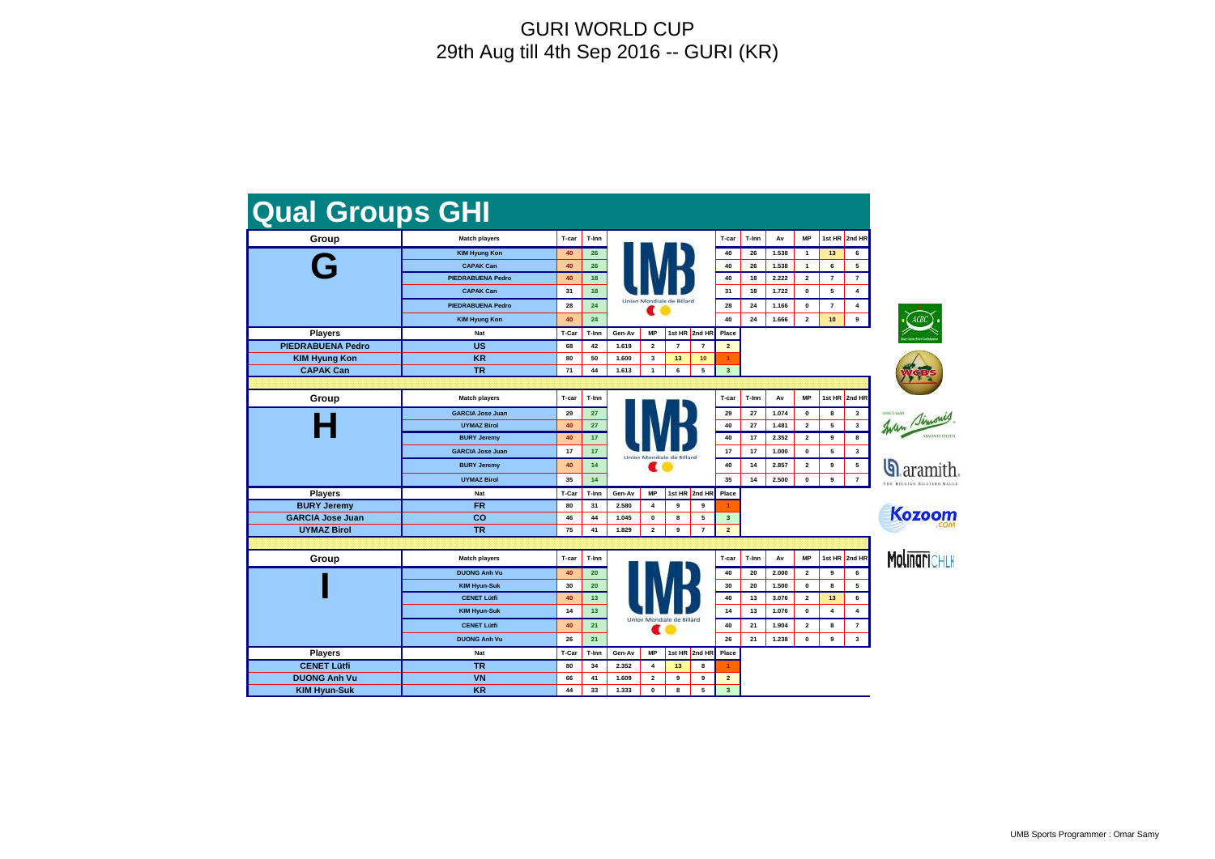# GURI WORLD CUP

29th Aug till 4th Sep 2016 -- GURI (KR)

## Qual Groups GHI

### Group G

| Match players | T-car | T-Inn | T-car | T-Inn | Av | MP | 1st HR | 2nd HR |
|---|---|---|---|---|---|---|---|---|
| KIM Hyung Kon | 40 | 26 | 40 | 26 | 1.538 | 1 | 13 | 6 |
| CAPAK Can | 40 | 26 | 40 | 26 | 1.538 | 1 | 6 | 5 |
| PIEDRABUENA Pedro | 40 | 18 | 40 | 18 | 2.222 | 2 | 7 | 7 |
| CAPAK Can | 31 | 18 | 31 | 18 | 1.722 | 0 | 5 | 4 |
| PIEDRABUENA Pedro | 28 | 24 | 28 | 24 | 1.166 | 0 | 7 | 4 |
| KIM Hyung Kon | 40 | 24 | 40 | 24 | 1.666 | 2 | 10 | 9 |

| Players | Nat | T-Car | T-Inn | Gen-Av | MP | 1st HR | 2nd HR | Place |
|---|---|---|---|---|---|---|---|---|
| PIEDRABUENA Pedro | US | 68 | 42 | 1.619 | 2 | 7 | 7 | 2 |
| KIM Hyung Kon | KR | 80 | 50 | 1.600 | 3 | 13 | 10 | 1 |
| CAPAK Can | TR | 71 | 44 | 1.613 | 1 | 6 | 5 | 3 |

### Group H

| Match players | T-car | T-Inn | T-car | T-Inn | Av | MP | 1st HR | 2nd HR |
|---|---|---|---|---|---|---|---|---|
| GARCIA Jose Juan | 29 | 27 | 29 | 27 | 1.074 | 0 | 8 | 3 |
| UYMAZ Birol | 40 | 27 | 40 | 27 | 1.481 | 2 | 5 | 3 |
| BURY Jeremy | 40 | 17 | 40 | 17 | 2.352 | 2 | 9 | 8 |
| GARCIA Jose Juan | 17 | 17 | 17 | 17 | 1.000 | 0 | 5 | 3 |
| BURY Jeremy | 40 | 14 | 40 | 14 | 2.857 | 2 | 9 | 5 |
| UYMAZ Birol | 35 | 14 | 35 | 14 | 2.500 | 0 | 9 | 7 |

| Players | Nat | T-Car | T-Inn | Gen-Av | MP | 1st HR | 2nd HR | Place |
|---|---|---|---|---|---|---|---|---|
| BURY Jeremy | FR | 80 | 31 | 2.580 | 4 | 9 | 9 | 1 |
| GARCIA Jose Juan | CO | 46 | 44 | 1.045 | 0 | 8 | 5 | 3 |
| UYMAZ Birol | TR | 75 | 41 | 1.829 | 2 | 9 | 7 | 2 |

### Group I

| Match players | T-car | T-Inn | T-car | T-Inn | Av | MP | 1st HR | 2nd HR |
|---|---|---|---|---|---|---|---|---|
| DUONG Anh Vu | 40 | 20 | 40 | 20 | 2.000 | 2 | 9 | 6 |
| KIM Hyun-Suk | 30 | 20 | 30 | 20 | 1.500 | 0 | 8 | 5 |
| CENET Lütfi | 40 | 13 | 40 | 13 | 3.076 | 2 | 13 | 6 |
| KIM Hyun-Suk | 14 | 13 | 14 | 13 | 1.076 | 0 | 4 | 4 |
| CENET Lütfi | 40 | 21 | 40 | 21 | 1.904 | 2 | 8 | 7 |
| DUONG Anh Vu | 26 | 21 | 26 | 21 | 1.238 | 0 | 9 | 3 |

| Players | Nat | T-Car | T-Inn | Gen-Av | MP | 1st HR | 2nd HR | Place |
|---|---|---|---|---|---|---|---|---|
| CENET Lütfi | TR | 80 | 34 | 2.352 | 4 | 13 | 8 | 1 |
| DUONG Anh Vu | VN | 66 | 41 | 1.609 | 2 | 9 | 9 | 2 |
| KIM Hyun-Suk | KR | 44 | 33 | 1.333 | 0 | 8 | 5 | 3 |

UMB Sports Programmer : Omar Samy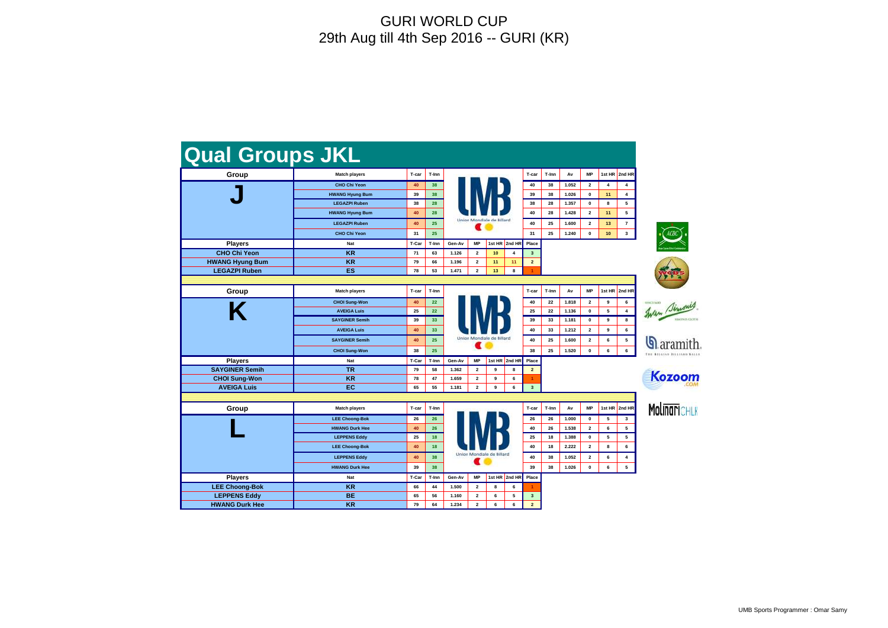# GURI WORLD CUP

29th Aug till 4th Sep 2016 -- GURI (KR)

## Qual Groups JKL

| Group | Match players | T-car | T-Inn | | T-car | T-Inn | Av | MP | 1st HR | 2nd HR |
|---|---|---|---|---|---|---|---|---|---|---|
| J | CHO Chi Yeon | 40 | 38 | | 40 | 38 | 1.052 | 2 | 4 | 4 |
| | HWANG Hyung Bum | 39 | 38 | | 39 | 38 | 1.026 | 0 | 11 | 4 |
| | LEGAZPI Ruben | 38 | 28 | | 38 | 28 | 1.357 | 0 | 8 | 5 |
| | HWANG Hyung Bum | 40 | 28 | | 40 | 28 | 1.428 | 2 | 11 | 5 |
| | LEGAZPI Ruben | 40 | 25 | | 40 | 25 | 1.600 | 2 | 13 | 7 |
| | CHO Chi Yeon | 31 | 25 | | 31 | 25 | 1.240 | 0 | 10 | 3 |

| Players | Nat | T-Car | T-Inn | Gen-Av | MP | 1st HR | 2nd HR | Place |
|---|---|---|---|---|---|---|---|---|
| CHO Chi Yeon | KR | 71 | 63 | 1.126 | 2 | 10 | 4 | 3 |
| HWANG Hyung Bum | KR | 79 | 66 | 1.196 | 2 | 11 | 11 | 2 |
| LEGAZPI Ruben | ES | 78 | 53 | 1.471 | 2 | 13 | 8 | 1 |

| Group | Match players | T-car | T-Inn | | T-car | T-Inn | Av | MP | 1st HR | 2nd HR |
|---|---|---|---|---|---|---|---|---|---|---|
| K | CHOI Sung-Won | 40 | 22 | | 40 | 22 | 1.818 | 2 | 9 | 6 |
| | AVEIGA Luis | 25 | 22 | | 25 | 22 | 1.136 | 0 | 5 | 4 |
| | SAYGINER Semih | 39 | 33 | | 39 | 33 | 1.181 | 0 | 9 | 8 |
| | AVEIGA Luis | 40 | 33 | | 40 | 33 | 1.212 | 2 | 9 | 6 |
| | SAYGINER Semih | 40 | 25 | | 40 | 25 | 1.600 | 2 | 6 | 5 |
| | CHOI Sung-Won | 38 | 25 | | 38 | 25 | 1.520 | 0 | 6 | 6 |

| Players | Nat | T-Car | T-Inn | Gen-Av | MP | 1st HR | 2nd HR | Place |
|---|---|---|---|---|---|---|---|---|
| SAYGINER Semih | TR | 79 | 58 | 1.362 | 2 | 9 | 8 | 2 |
| CHOI Sung-Won | KR | 78 | 47 | 1.659 | 2 | 9 | 6 | 1 |
| AVEIGA Luis | EC | 65 | 55 | 1.181 | 2 | 9 | 6 | 3 |

| Group | Match players | T-car | T-Inn | | T-car | T-Inn | Av | MP | 1st HR | 2nd HR |
|---|---|---|---|---|---|---|---|---|---|---|
| L | LEE Choong-Bok | 26 | 26 | | 26 | 26 | 1.000 | 0 | 5 | 3 |
| | HWANG Durk Hee | 40 | 26 | | 40 | 26 | 1.538 | 2 | 6 | 5 |
| | LEPPENS Eddy | 25 | 18 | | 25 | 18 | 1.388 | 0 | 5 | 5 |
| | LEE Choong-Bok | 40 | 18 | | 40 | 18 | 2.222 | 2 | 8 | 6 |
| | LEPPENS Eddy | 40 | 38 | | 40 | 38 | 1.052 | 2 | 6 | 4 |
| | HWANG Durk Hee | 39 | 38 | | 39 | 38 | 1.026 | 0 | 6 | 5 |

| Players | Nat | T-Car | T-Inn | Gen-Av | MP | 1st HR | 2nd HR | Place |
|---|---|---|---|---|---|---|---|---|
| LEE Choong-Bok | KR | 66 | 44 | 1.500 | 2 | 8 | 6 | 1 |
| LEPPENS Eddy | BE | 65 | 56 | 1.160 | 2 | 6 | 5 | 3 |
| HWANG Durk Hee | KR | 79 | 64 | 1.234 | 2 | 6 | 6 | 2 |

UMB Sports Programmer : Omar Samy